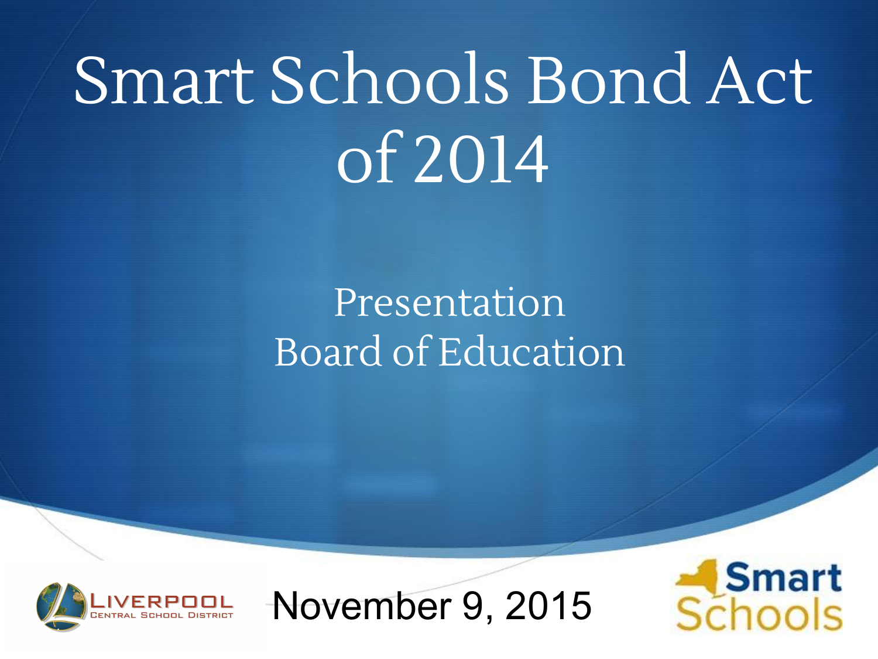# Smart Schools Bond Act of 2014

## Presentation
## Board of Education

LIVERPOOL CENTRAL SCHOOL DISTRICT

November 9, 2015

Smart Schools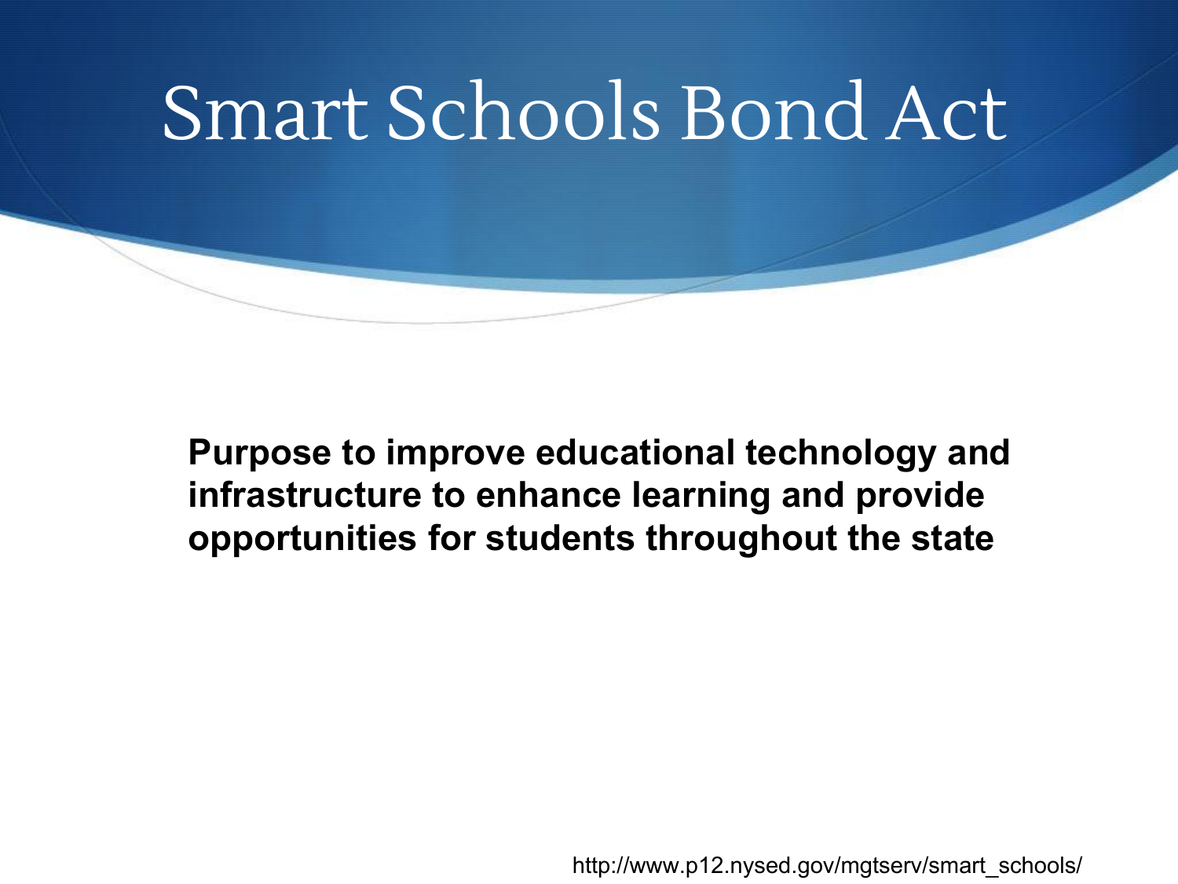# Smart Schools Bond Act

**Purpose to improve educational technology and infrastructure to enhance learning and provide opportunities for students throughout the state**

http://www.p12.nysed.gov/mgtserv/smart_schools/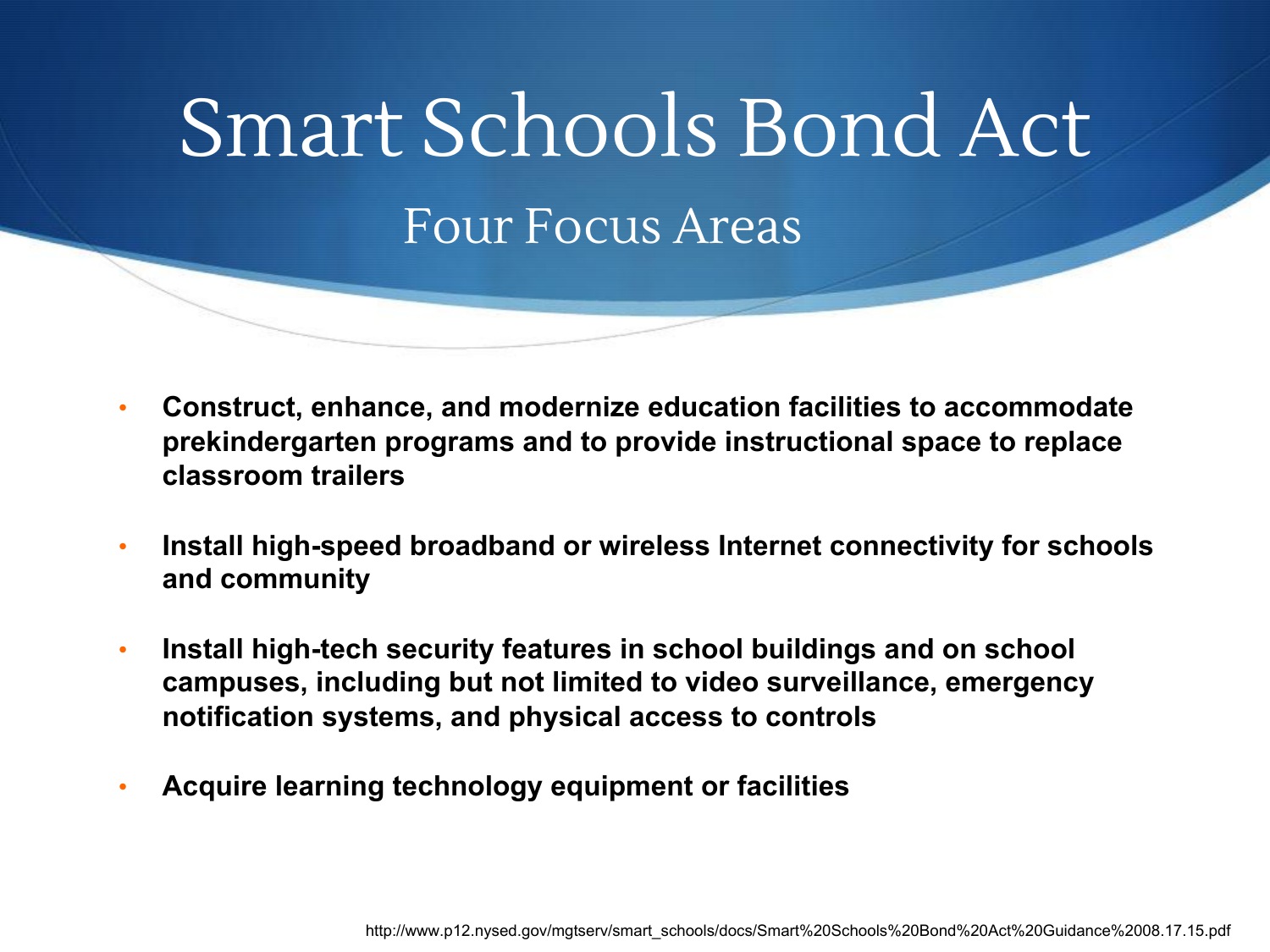# Smart Schools Bond Act

## Four Focus Areas

- **Construct, enhance, and modernize education facilities to accommodate prekindergarten programs and to provide instructional space to replace classroom trailers**
- **Install high-speed broadband or wireless Internet connectivity for schools and community**
- **Install high-tech security features in school buildings and on school campuses, including but not limited to video surveillance, emergency notification systems, and physical access to controls**
- **Acquire learning technology equipment or facilities**

http://www.p12.nysed.gov/mgtserv/smart_schools/docs/Smart%20Schools%20Bond%20Act%20Guidance%2008.17.15.pdf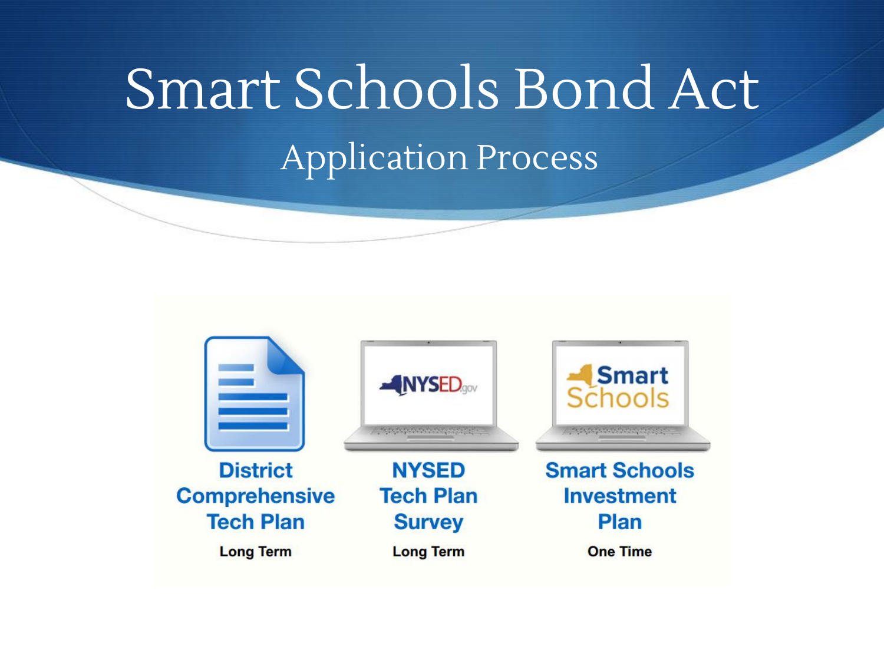# Smart Schools Bond Act

## Application Process

**District Comprehensive Tech Plan**

Long Term

**NYSED Tech Plan Survey**

Long Term

**Smart Schools Investment Plan**

One Time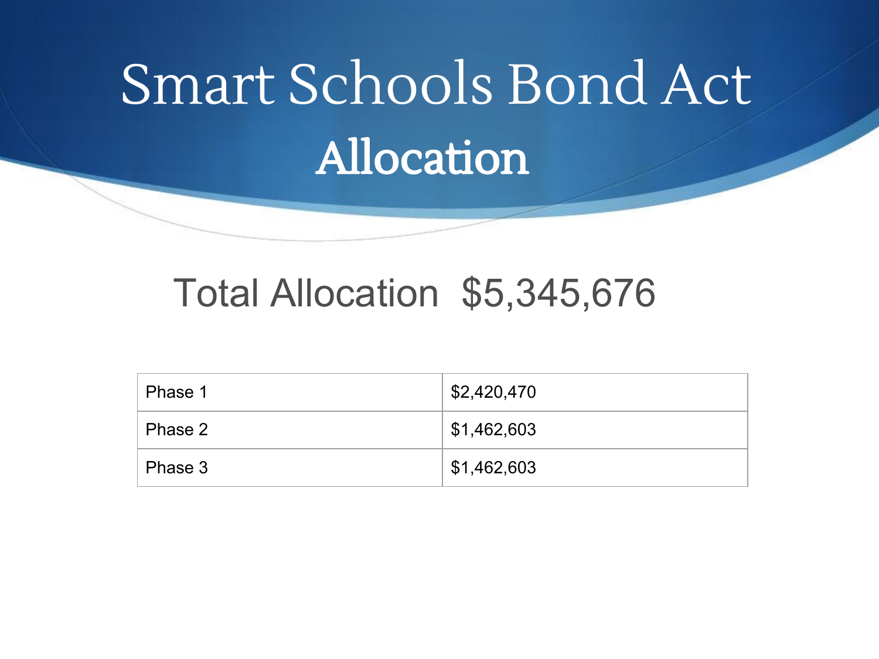# Smart Schools Bond Act

## Allocation

Total Allocation $5,345,676

| Phase 1 | $2,420,470 |
|---|---|
| Phase 2 | $1,462,603 |
| Phase 3 | $1,462,603 |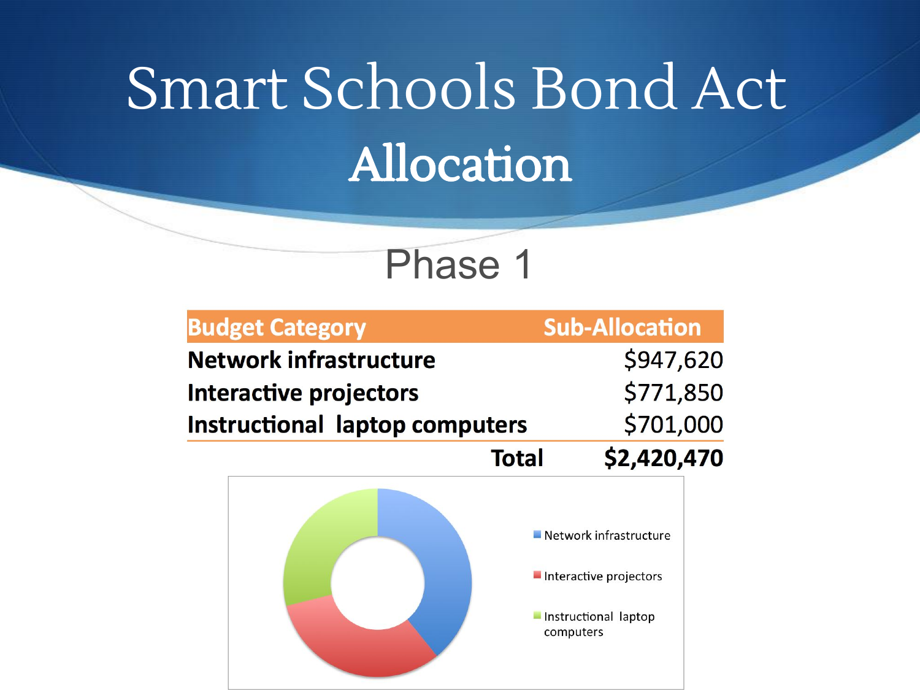# Smart Schools Bond Act
## Allocation

### Phase 1

| Budget Category | Sub-Allocation |
|---|---|
| **Network infrastructure** | $947,620 |
| **Interactive projectors** | $771,850 |
| **Instructional laptop computers** | $701,000 |
| **Total** | **$2,420,470** |

- Network infrastructure
- Interactive projectors
- Instructional laptop computers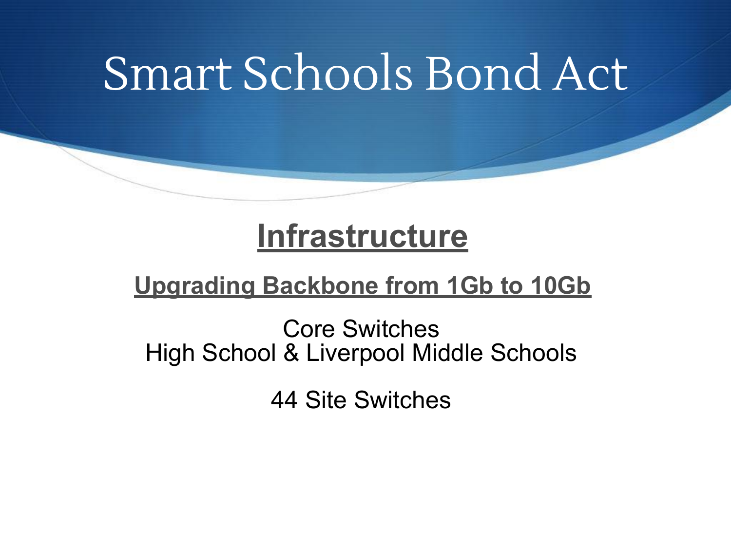# Smart Schools Bond Act

## Infrastructure

### Upgrading Backbone from 1Gb to 10Gb

Core Switches
High School & Liverpool Middle Schools

44 Site Switches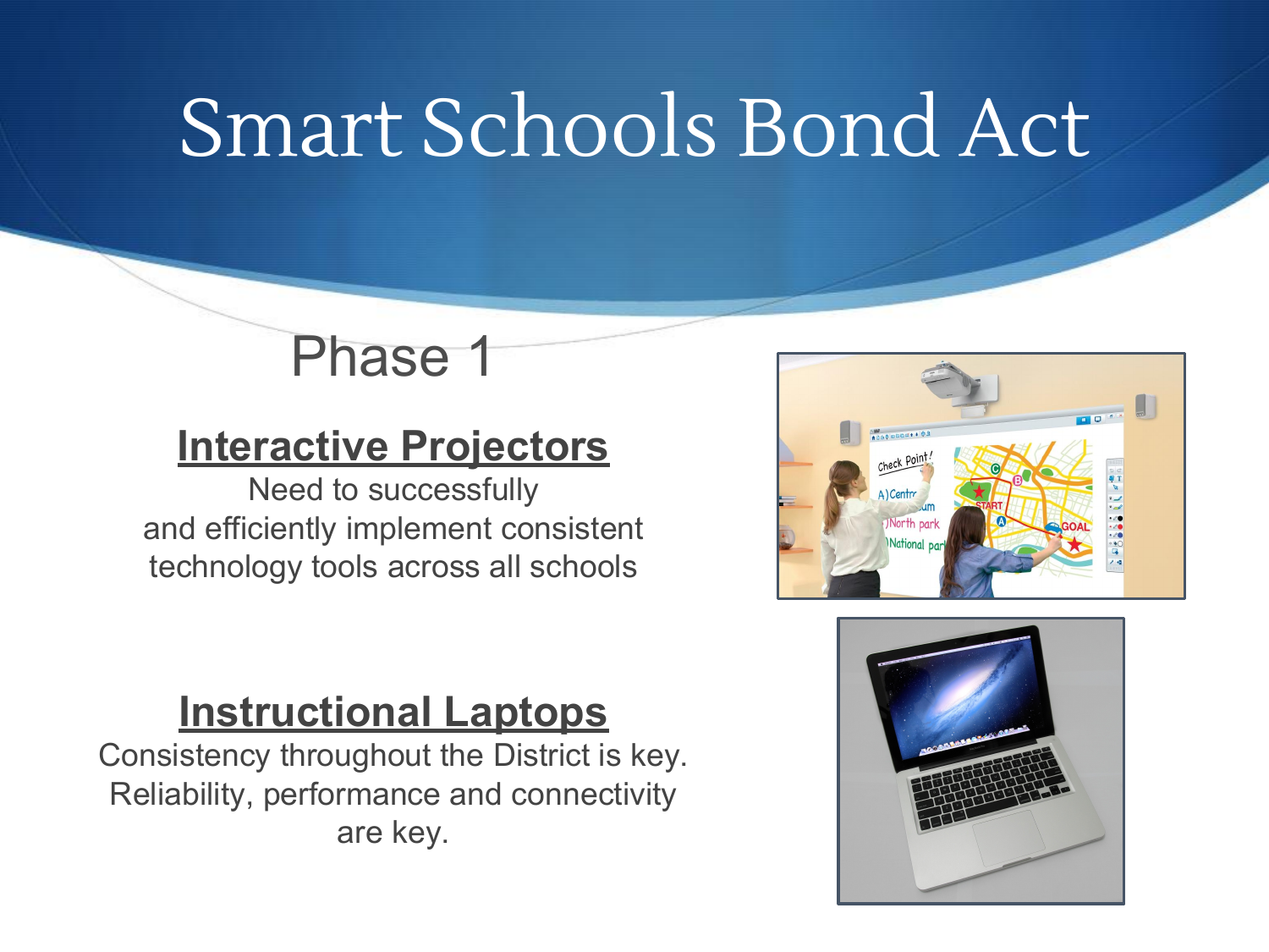# Smart Schools Bond Act

## Phase 1

**Interactive Projectors**

Need to successfully and efficiently implement consistent technology tools across all schools

**Instructional Laptops**

Consistency throughout the District is key. Reliability, performance and connectivity are key.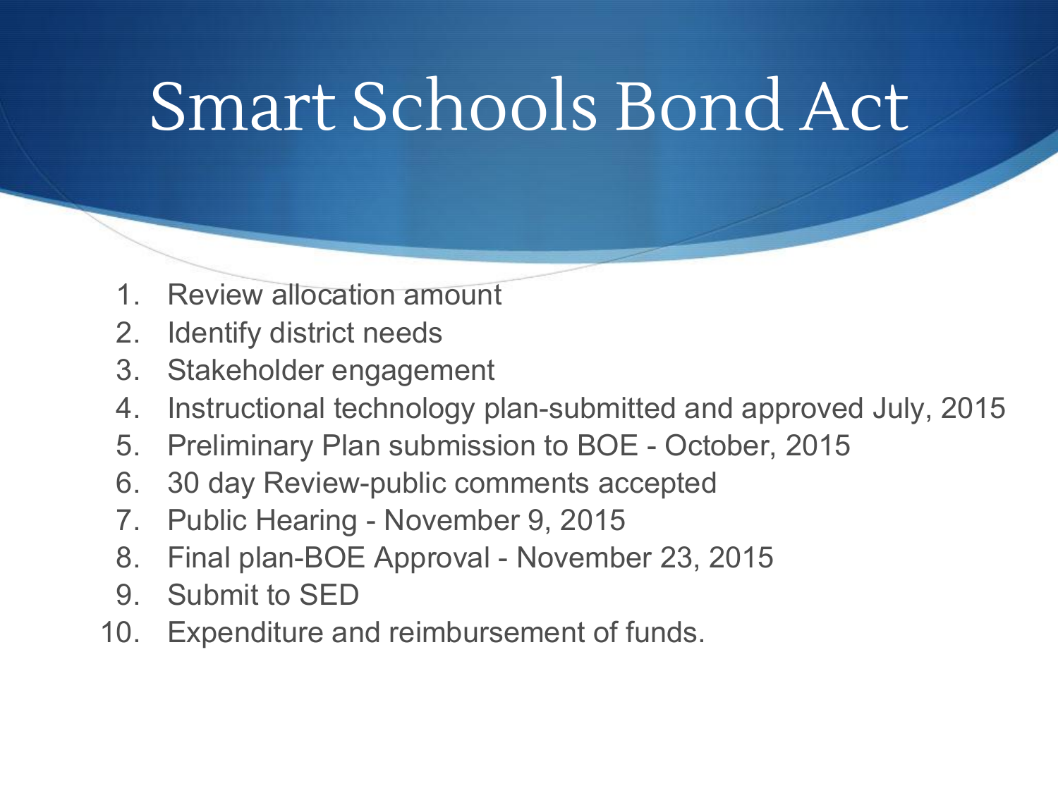# Smart Schools Bond Act

1. Review allocation amount
2. Identify district needs
3. Stakeholder engagement
4. Instructional technology plan-submitted and approved July, 2015
5. Preliminary Plan submission to BOE - October, 2015
6. 30 day Review-public comments accepted
7. Public Hearing - November 9, 2015
8. Final plan-BOE Approval - November 23, 2015
9. Submit to SED
10. Expenditure and reimbursement of funds.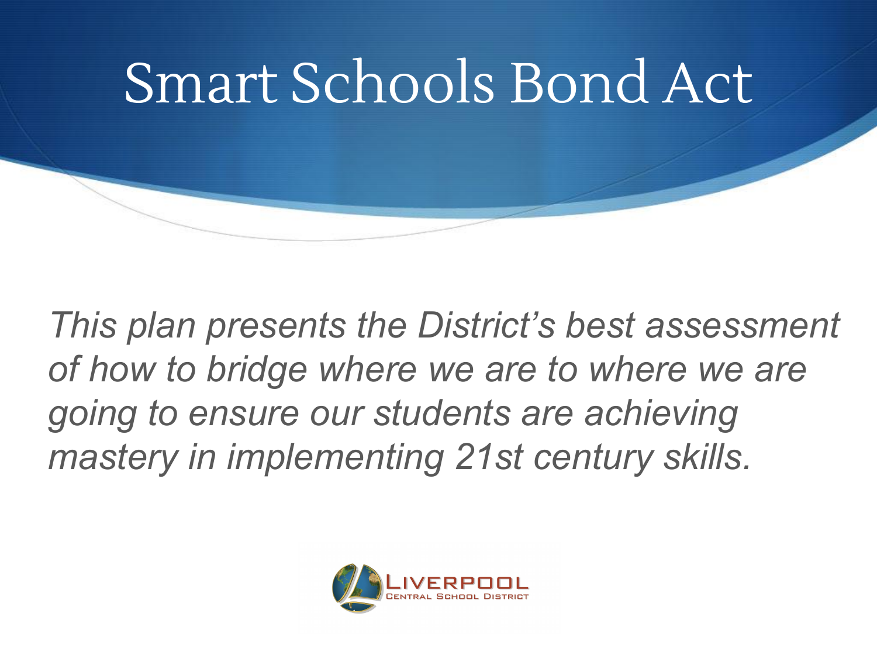# Smart Schools Bond Act

*This plan presents the District's best assessment of how to bridge where we are to where we are going to ensure our students are achieving mastery in implementing 21st century skills.*

LIVERPOOL
CENTRAL SCHOOL DISTRICT